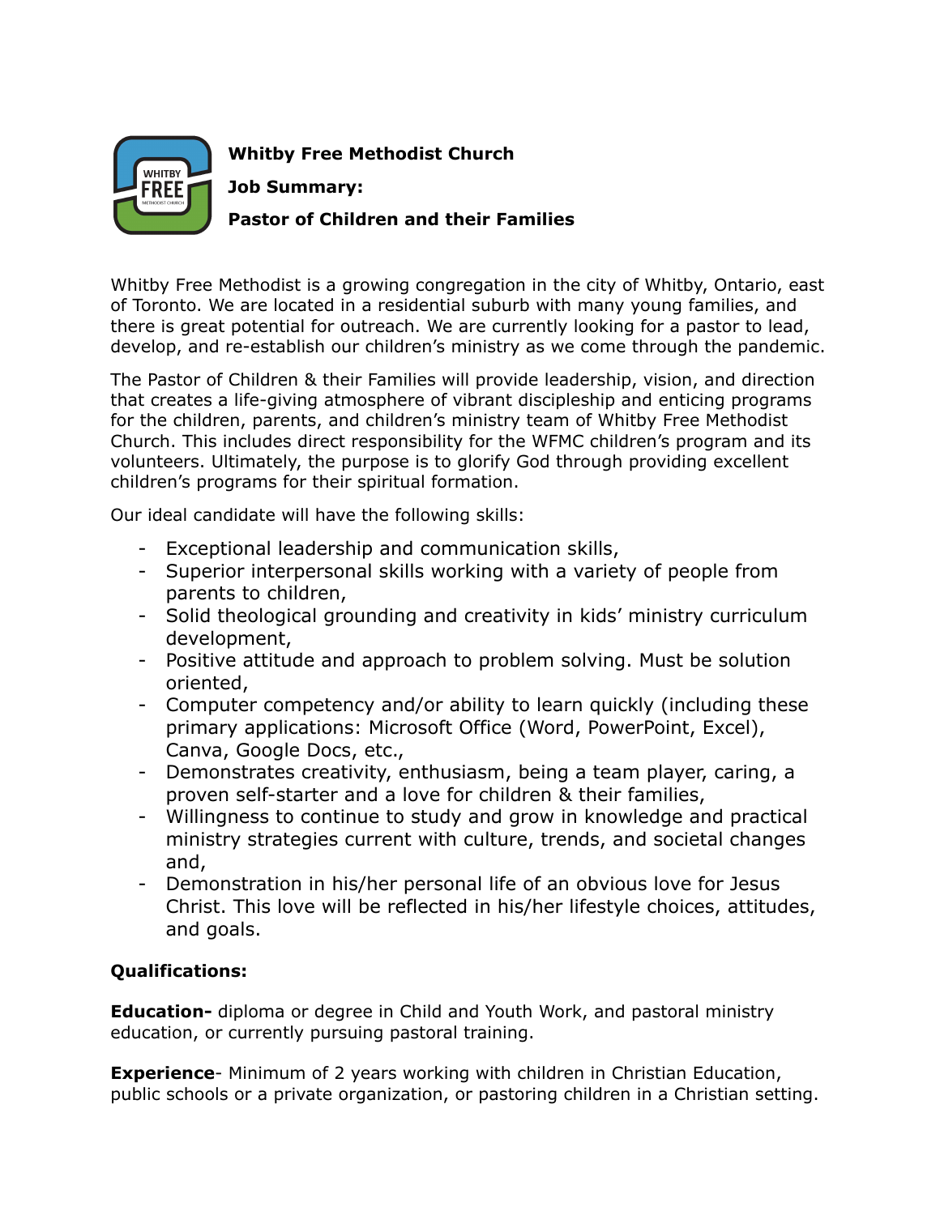**Whitby Free Methodist Church**

**Job Summary:**

**Pastor of Children and their Families**

Whitby Free Methodist is a growing congregation in the city of Whitby, Ontario, east of Toronto. We are located in a residential suburb with many young families, and there is great potential for outreach. We are currently looking for a pastor to lead, develop, and re-establish our children's ministry as we come through the pandemic.

The Pastor of Children & their Families will provide leadership, vision, and direction that creates a life-giving atmosphere of vibrant discipleship and enticing programs for the children, parents, and children's ministry team of Whitby Free Methodist Church. This includes direct responsibility for the WFMC children's program and its volunteers. Ultimately, the purpose is to glorify God through providing excellent children's programs for their spiritual formation.

Our ideal candidate will have the following skills:

- Exceptional leadership and communication skills,
- Superior interpersonal skills working with a variety of people from parents to children,
- Solid theological grounding and creativity in kids' ministry curriculum development,
- Positive attitude and approach to problem solving. Must be solution oriented,
- Computer competency and/or ability to learn quickly (including these primary applications: Microsoft Office (Word, PowerPoint, Excel), Canva, Google Docs, etc.,
- Demonstrates creativity, enthusiasm, being a team player, caring, a proven self-starter and a love for children & their families,
- Willingness to continue to study and grow in knowledge and practical ministry strategies current with culture, trends, and societal changes and,
- Demonstration in his/her personal life of an obvious love for Jesus Christ. This love will be reflected in his/her lifestyle choices, attitudes, and goals.

**Qualifications:**

**Education-** diploma or degree in Child and Youth Work, and pastoral ministry education, or currently pursuing pastoral training.

**Experience**- Minimum of 2 years working with children in Christian Education, public schools or a private organization, or pastoring children in a Christian setting.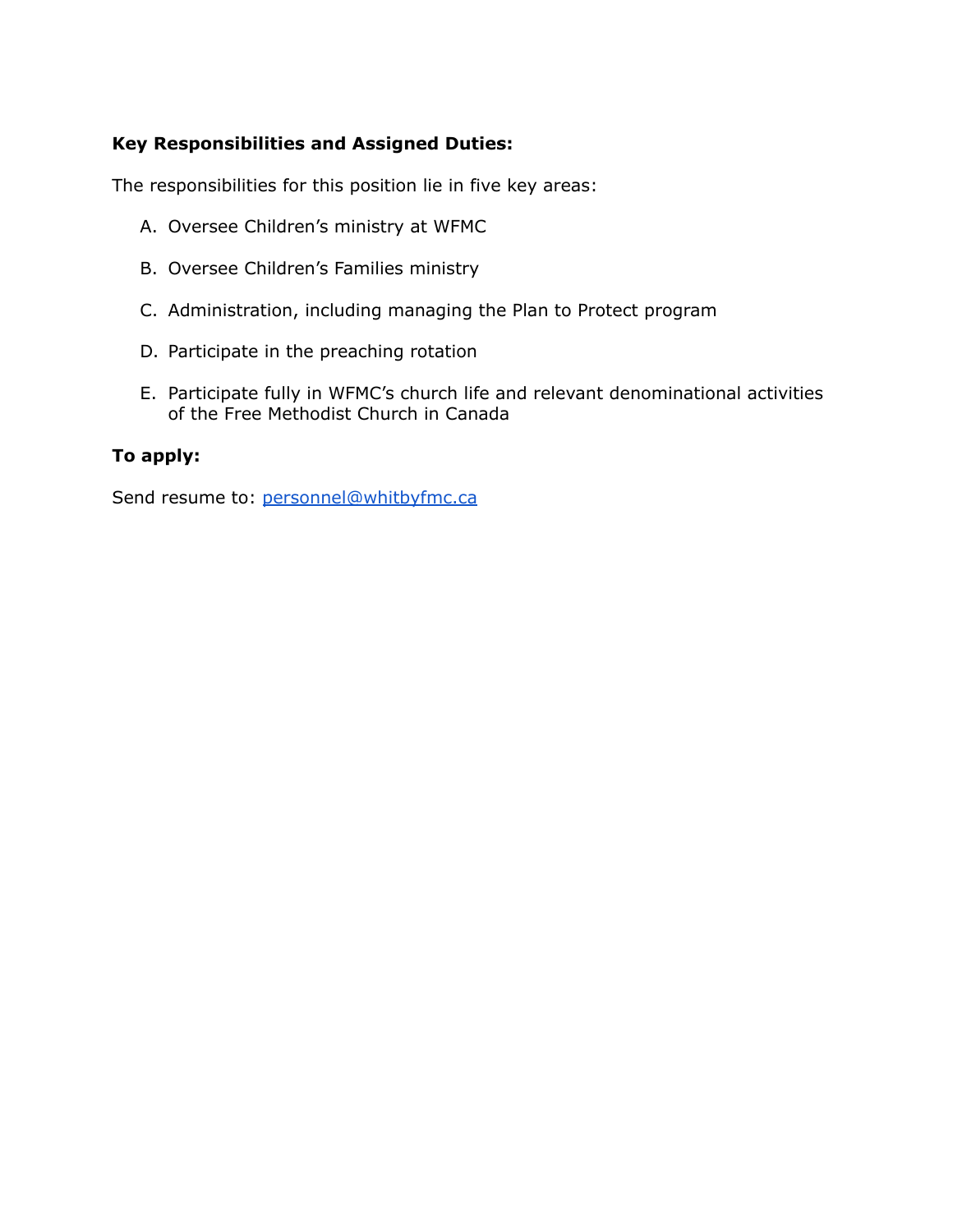**Key Responsibilities and Assigned Duties:**

The responsibilities for this position lie in five key areas:

A. Oversee Children's ministry at WFMC

B. Oversee Children's Families ministry

C. Administration, including managing the Plan to Protect program

D. Participate in the preaching rotation

E. Participate fully in WFMC's church life and relevant denominational activities of the Free Methodist Church in Canada

**To apply:**

Send resume to: [personnel@whitbyfmc.ca](mailto:personnel@whitbyfmc.ca)